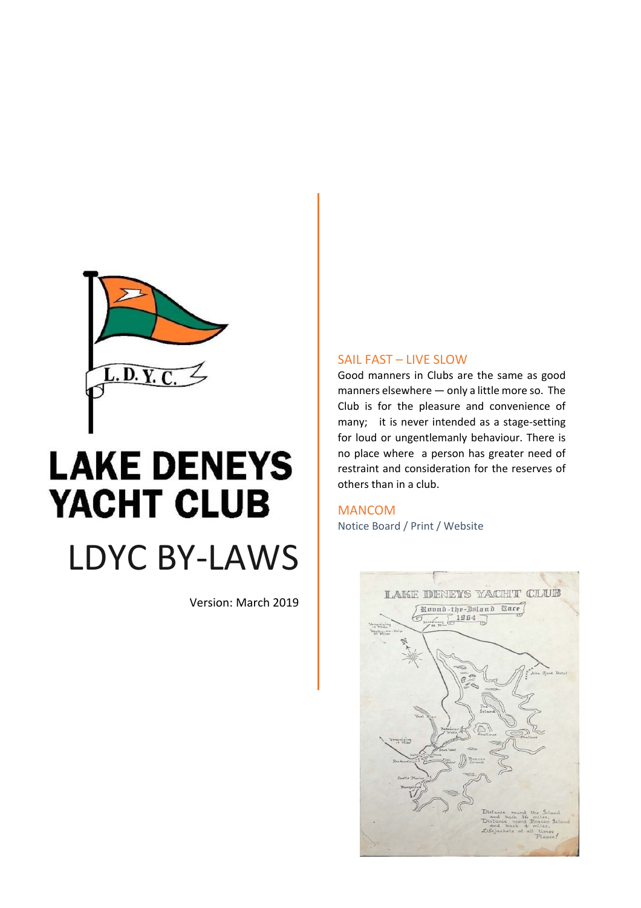# LAKE DENEYS YACHT CLUB

# LDYC BY-LAWS

Version: March 2019

## SAIL FAST – LIVE SLOW

Good manners in Clubs are the same as good manners elsewhere — only a little more so. The Club is for the pleasure and convenience of many; it is never intended as a stage-setting for loud or ungentlemanly behaviour. There is no place where a person has greater need of restraint and consideration for the reserves of others than in a club.

## MANCOM

Notice Board / Print / Website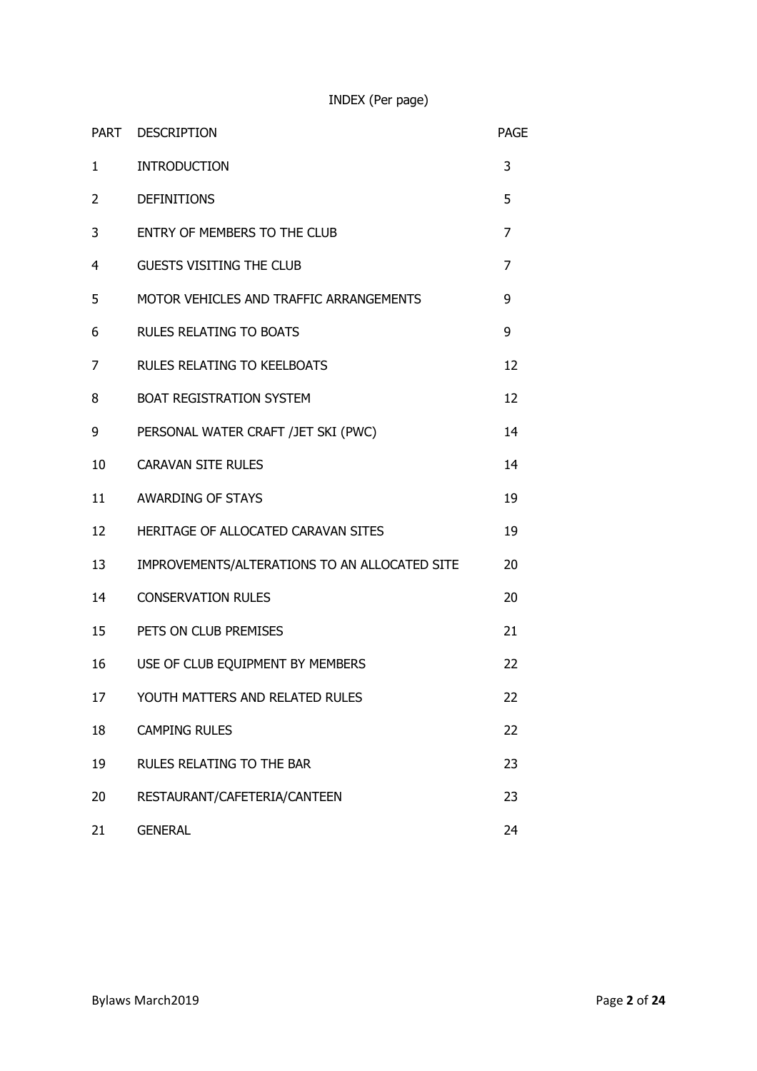# INDEX (Per page)

| PART | DESCRIPTION | PAGE |
|---|---|---|
| 1 | INTRODUCTION | 3 |
| 2 | DEFINITIONS | 5 |
| 3 | ENTRY OF MEMBERS TO THE CLUB | 7 |
| 4 | GUESTS VISITING THE CLUB | 7 |
| 5 | MOTOR VEHICLES AND TRAFFIC ARRANGEMENTS | 9 |
| 6 | RULES RELATING TO BOATS | 9 |
| 7 | RULES RELATING TO KEELBOATS | 12 |
| 8 | BOAT REGISTRATION SYSTEM | 12 |
| 9 | PERSONAL WATER CRAFT /JET SKI (PWC) | 14 |
| 10 | CARAVAN SITE RULES | 14 |
| 11 | AWARDING OF STAYS | 19 |
| 12 | HERITAGE OF ALLOCATED CARAVAN SITES | 19 |
| 13 | IMPROVEMENTS/ALTERATIONS TO AN ALLOCATED SITE | 20 |
| 14 | CONSERVATION RULES | 20 |
| 15 | PETS ON CLUB PREMISES | 21 |
| 16 | USE OF CLUB EQUIPMENT BY MEMBERS | 22 |
| 17 | YOUTH MATTERS AND RELATED RULES | 22 |
| 18 | CAMPING RULES | 22 |
| 19 | RULES RELATING TO THE BAR | 23 |
| 20 | RESTAURANT/CAFETERIA/CANTEEN | 23 |
| 21 | GENERAL | 24 |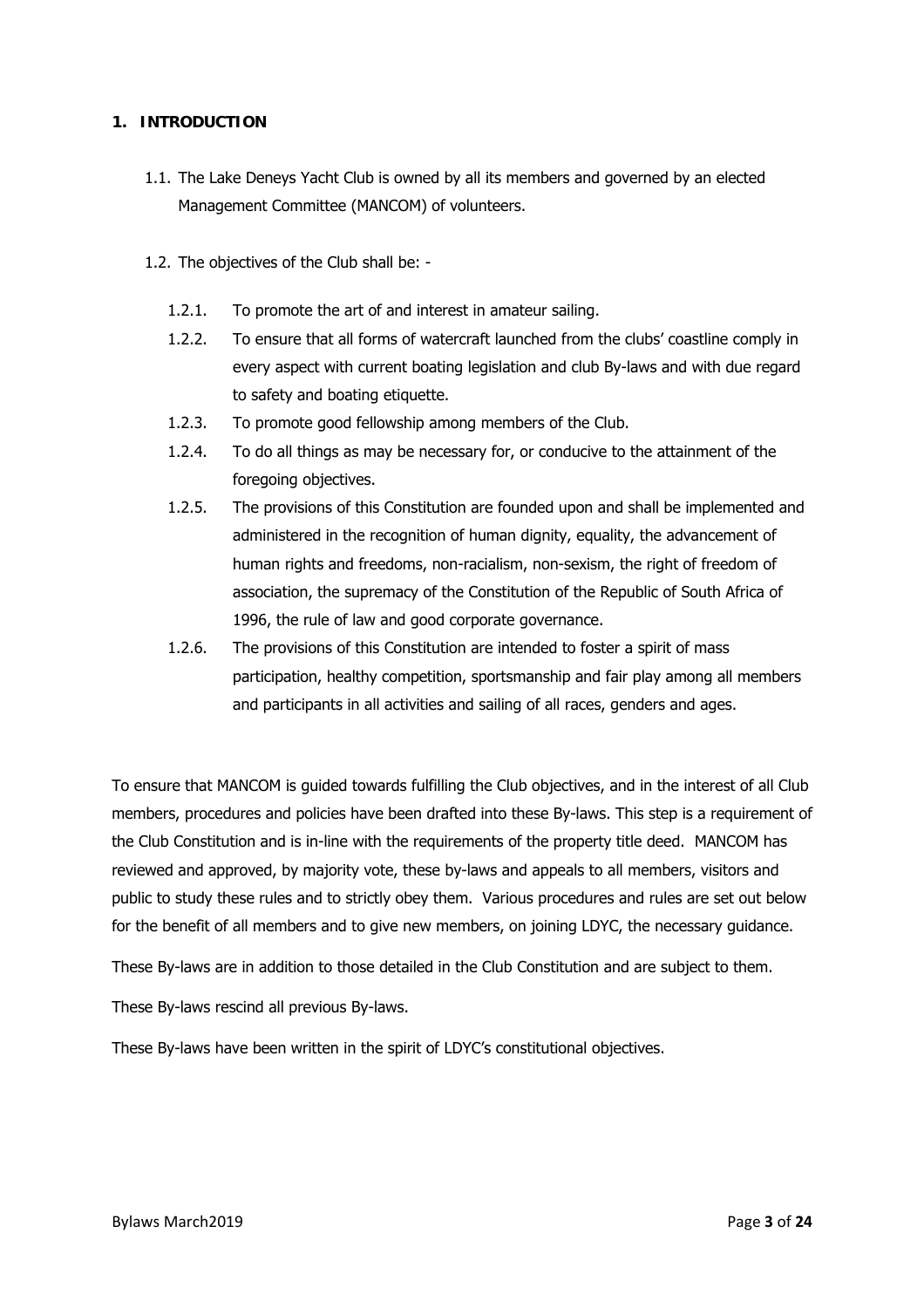## 1. INTRODUCTION

1.1. The Lake Deneys Yacht Club is owned by all its members and governed by an elected Management Committee (MANCOM) of volunteers.

1.2. The objectives of the Club shall be: -

1.2.1. To promote the art of and interest in amateur sailing.

1.2.2. To ensure that all forms of watercraft launched from the clubs' coastline comply in every aspect with current boating legislation and club By-laws and with due regard to safety and boating etiquette.

1.2.3. To promote good fellowship among members of the Club.

1.2.4. To do all things as may be necessary for, or conducive to the attainment of the foregoing objectives.

1.2.5. The provisions of this Constitution are founded upon and shall be implemented and administered in the recognition of human dignity, equality, the advancement of human rights and freedoms, non-racialism, non-sexism, the right of freedom of association, the supremacy of the Constitution of the Republic of South Africa of 1996, the rule of law and good corporate governance.

1.2.6. The provisions of this Constitution are intended to foster a spirit of mass participation, healthy competition, sportsmanship and fair play among all members and participants in all activities and sailing of all races, genders and ages.

To ensure that MANCOM is guided towards fulfilling the Club objectives, and in the interest of all Club members, procedures and policies have been drafted into these By-laws. This step is a requirement of the Club Constitution and is in-line with the requirements of the property title deed. MANCOM has reviewed and approved, by majority vote, these by-laws and appeals to all members, visitors and public to study these rules and to strictly obey them. Various procedures and rules are set out below for the benefit of all members and to give new members, on joining LDYC, the necessary guidance.

These By-laws are in addition to those detailed in the Club Constitution and are subject to them.

These By-laws rescind all previous By-laws.

These By-laws have been written in the spirit of LDYC's constitutional objectives.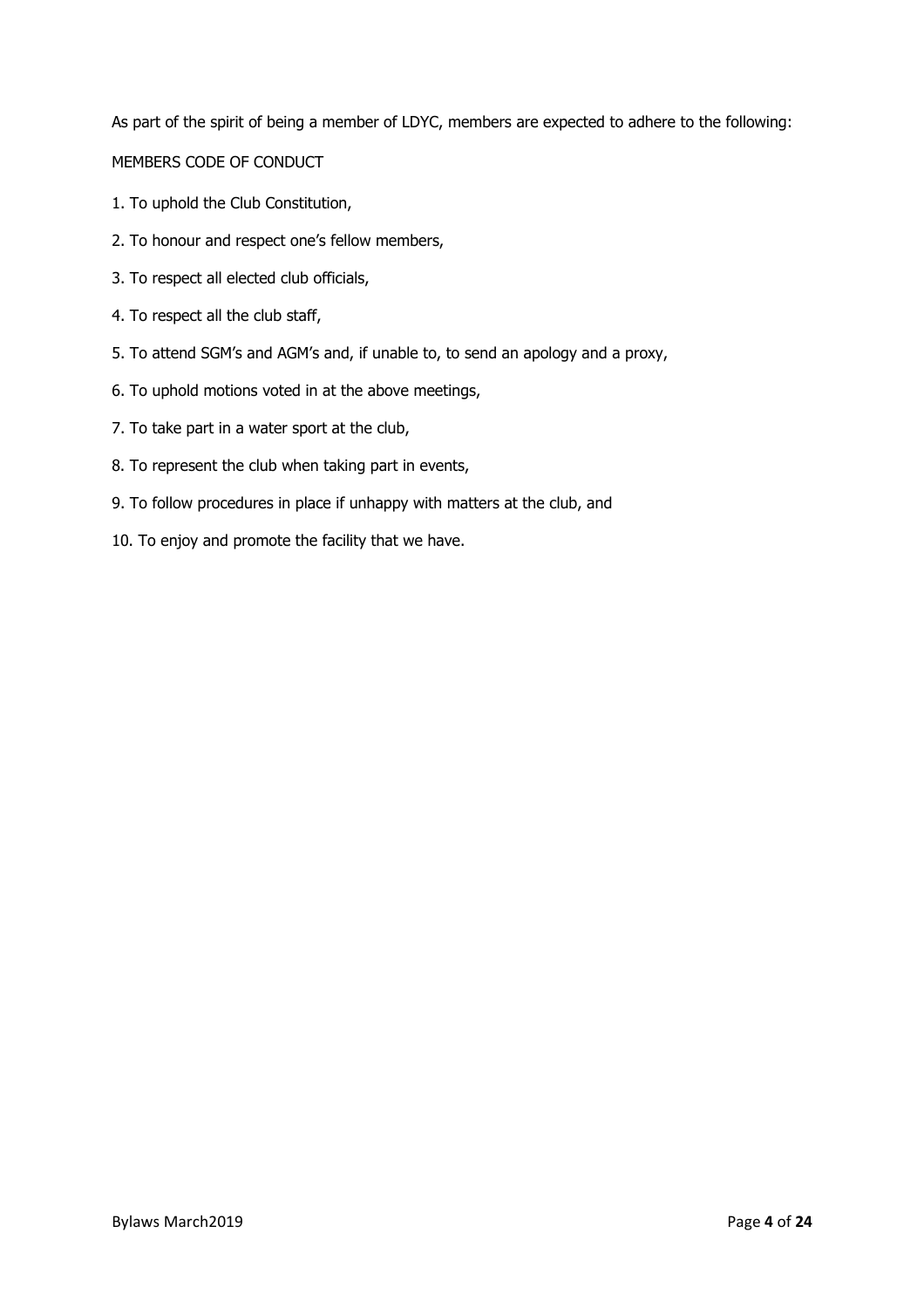As part of the spirit of being a member of LDYC, members are expected to adhere to the following:

MEMBERS CODE OF CONDUCT

1. To uphold the Club Constitution,
2. To honour and respect one's fellow members,
3. To respect all elected club officials,
4. To respect all the club staff,
5. To attend SGM's and AGM's and, if unable to, to send an apology and a proxy,
6. To uphold motions voted in at the above meetings,
7. To take part in a water sport at the club,
8. To represent the club when taking part in events,
9. To follow procedures in place if unhappy with matters at the club, and
10. To enjoy and promote the facility that we have.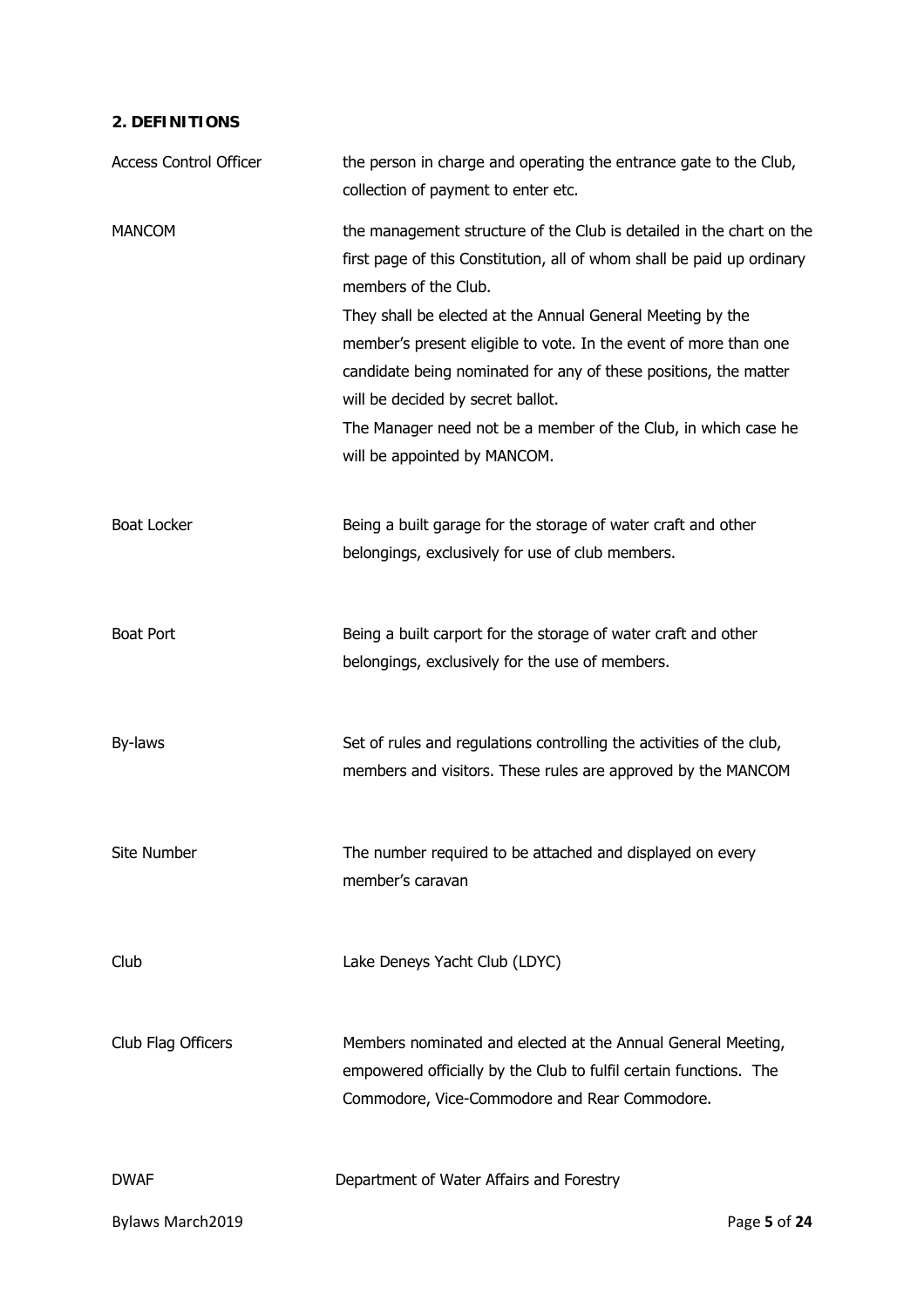**2. DEFINITIONS**

| | |
|---|---|
| Access Control Officer | the person in charge and operating the entrance gate to the Club, collection of payment to enter etc. |
| MANCOM | the management structure of the Club is detailed in the chart on the first page of this Constitution, all of whom shall be paid up ordinary members of the Club.<br>They shall be elected at the Annual General Meeting by the member's present eligible to vote. In the event of more than one candidate being nominated for any of these positions, the matter will be decided by secret ballot.<br>The Manager need not be a member of the Club, in which case he will be appointed by MANCOM. |
| Boat Locker | Being a built garage for the storage of water craft and other belongings, exclusively for use of club members. |
| Boat Port | Being a built carport for the storage of water craft and other belongings, exclusively for the use of members. |
| By-laws | Set of rules and regulations controlling the activities of the club, members and visitors. These rules are approved by the MANCOM |
| Site Number | The number required to be attached and displayed on every member's caravan |
| Club | Lake Deneys Yacht Club (LDYC) |
| Club Flag Officers | Members nominated and elected at the Annual General Meeting, empowered officially by the Club to fulfil certain functions. The Commodore, Vice-Commodore and Rear Commodore. |
| DWAF | Department of Water Affairs and Forestry |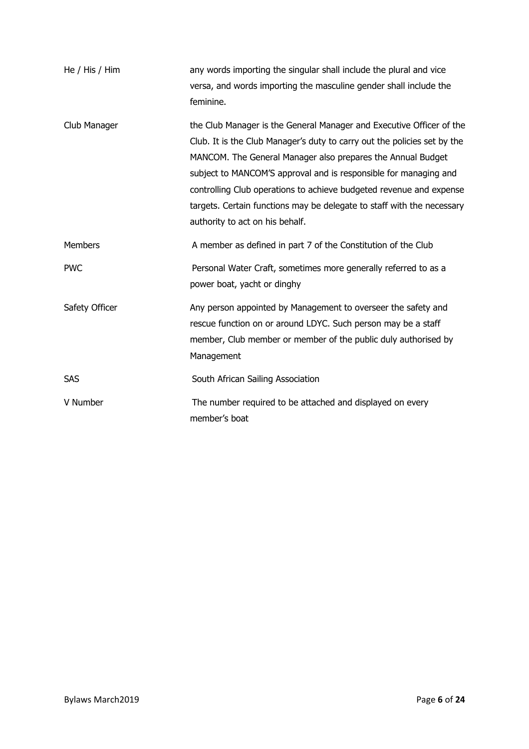| | |
|---|---|
| He / His / Him | any words importing the singular shall include the plural and vice versa, and words importing the masculine gender shall include the feminine. |
| Club Manager | the Club Manager is the General Manager and Executive Officer of the Club. It is the Club Manager's duty to carry out the policies set by the MANCOM. The General Manager also prepares the Annual Budget subject to MANCOM'S approval and is responsible for managing and controlling Club operations to achieve budgeted revenue and expense targets. Certain functions may be delegate to staff with the necessary authority to act on his behalf. |
| Members | A member as defined in part 7 of the Constitution of the Club |
| PWC | Personal Water Craft, sometimes more generally referred to as a power boat, yacht or dinghy |
| Safety Officer | Any person appointed by Management to overseer the safety and rescue function on or around LDYC. Such person may be a staff member, Club member or member of the public duly authorised by Management |
| SAS | South African Sailing Association |
| V Number | The number required to be attached and displayed on every member's boat |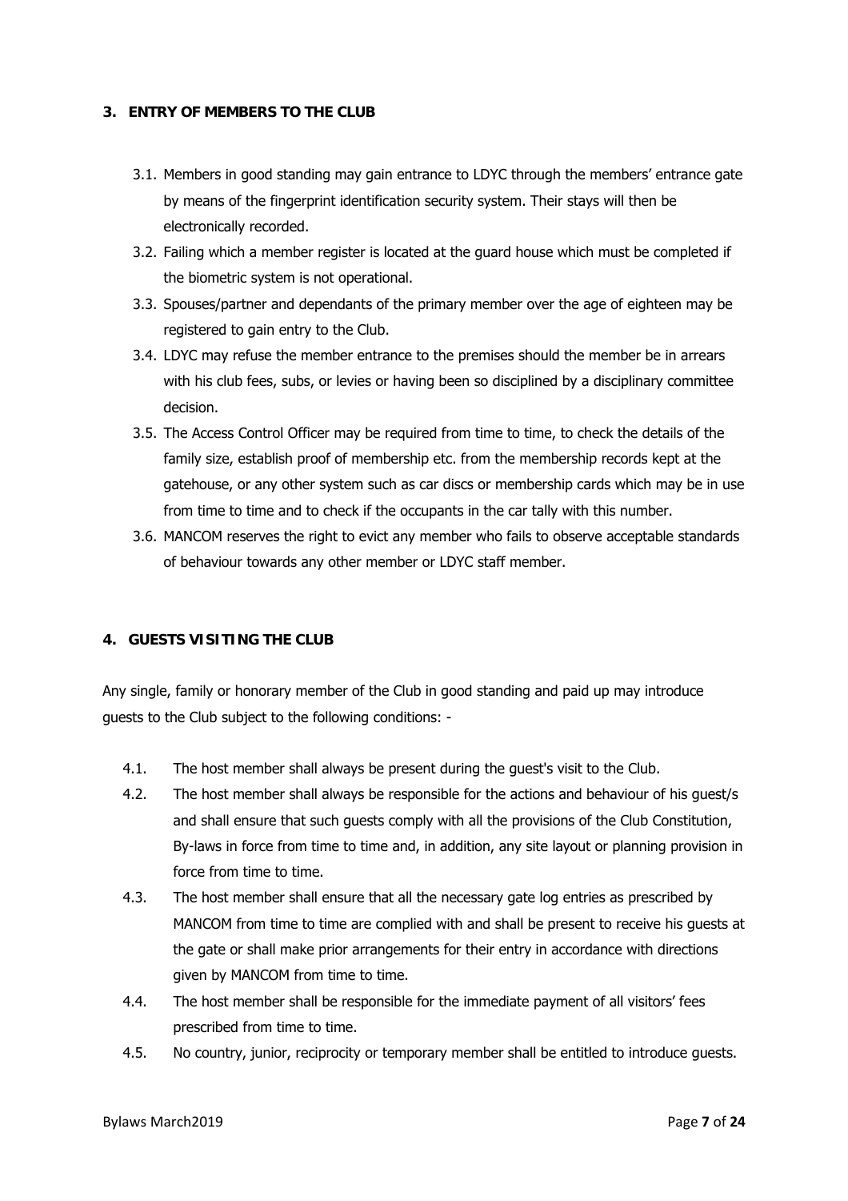## 3. ENTRY OF MEMBERS TO THE CLUB

3.1. Members in good standing may gain entrance to LDYC through the members' entrance gate by means of the fingerprint identification security system. Their stays will then be electronically recorded.

3.2. Failing which a member register is located at the guard house which must be completed if the biometric system is not operational.

3.3. Spouses/partner and dependants of the primary member over the age of eighteen may be registered to gain entry to the Club.

3.4. LDYC may refuse the member entrance to the premises should the member be in arrears with his club fees, subs, or levies or having been so disciplined by a disciplinary committee decision.

3.5. The Access Control Officer may be required from time to time, to check the details of the family size, establish proof of membership etc. from the membership records kept at the gatehouse, or any other system such as car discs or membership cards which may be in use from time to time and to check if the occupants in the car tally with this number.

3.6. MANCOM reserves the right to evict any member who fails to observe acceptable standards of behaviour towards any other member or LDYC staff member.

## 4. GUESTS VISITING THE CLUB

Any single, family or honorary member of the Club in good standing and paid up may introduce guests to the Club subject to the following conditions: -

4.1. The host member shall always be present during the guest's visit to the Club.

4.2. The host member shall always be responsible for the actions and behaviour of his guest/s and shall ensure that such guests comply with all the provisions of the Club Constitution, By-laws in force from time to time and, in addition, any site layout or planning provision in force from time to time.

4.3. The host member shall ensure that all the necessary gate log entries as prescribed by MANCOM from time to time are complied with and shall be present to receive his guests at the gate or shall make prior arrangements for their entry in accordance with directions given by MANCOM from time to time.

4.4. The host member shall be responsible for the immediate payment of all visitors' fees prescribed from time to time.

4.5. No country, junior, reciprocity or temporary member shall be entitled to introduce guests.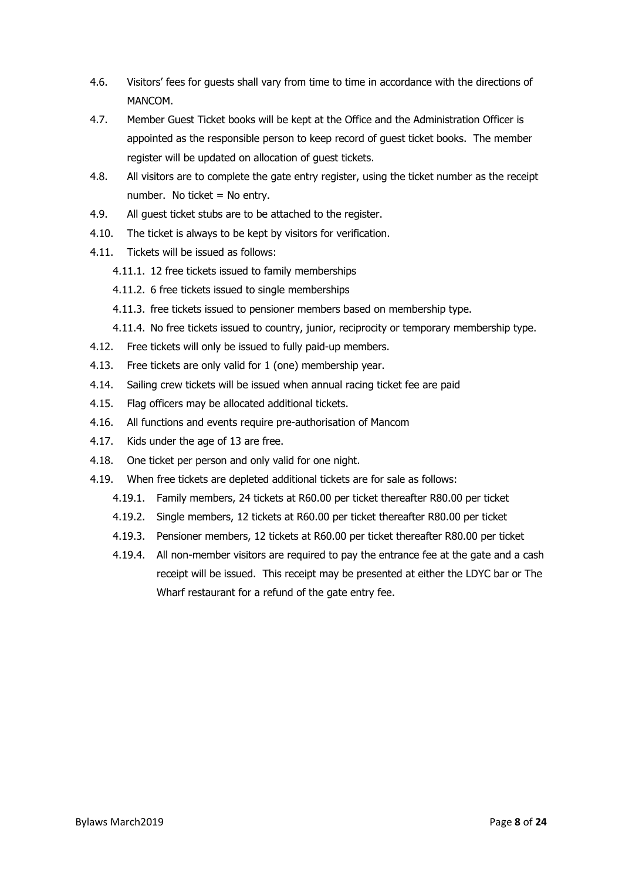4.6. Visitors' fees for guests shall vary from time to time in accordance with the directions of MANCOM.

4.7. Member Guest Ticket books will be kept at the Office and the Administration Officer is appointed as the responsible person to keep record of guest ticket books. The member register will be updated on allocation of guest tickets.

4.8. All visitors are to complete the gate entry register, using the ticket number as the receipt number. No ticket = No entry.

4.9. All guest ticket stubs are to be attached to the register.

4.10. The ticket is always to be kept by visitors for verification.

4.11. Tickets will be issued as follows:

 4.11.1. 12 free tickets issued to family memberships

 4.11.2. 6 free tickets issued to single memberships

 4.11.3. free tickets issued to pensioner members based on membership type.

 4.11.4. No free tickets issued to country, junior, reciprocity or temporary membership type.

4.12. Free tickets will only be issued to fully paid-up members.

4.13. Free tickets are only valid for 1 (one) membership year.

4.14. Sailing crew tickets will be issued when annual racing ticket fee are paid

4.15. Flag officers may be allocated additional tickets.

4.16. All functions and events require pre-authorisation of Mancom

4.17. Kids under the age of 13 are free.

4.18. One ticket per person and only valid for one night.

4.19. When free tickets are depleted additional tickets are for sale as follows:

 4.19.1. Family members, 24 tickets at R60.00 per ticket thereafter R80.00 per ticket

 4.19.2. Single members, 12 tickets at R60.00 per ticket thereafter R80.00 per ticket

 4.19.3. Pensioner members, 12 tickets at R60.00 per ticket thereafter R80.00 per ticket

 4.19.4. All non-member visitors are required to pay the entrance fee at the gate and a cash receipt will be issued. This receipt may be presented at either the LDYC bar or The Wharf restaurant for a refund of the gate entry fee.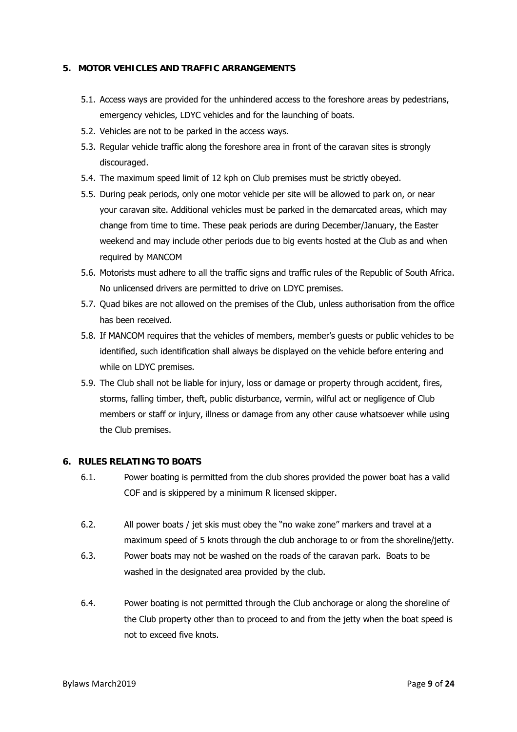## 5. MOTOR VEHICLES AND TRAFFIC ARRANGEMENTS

5.1. Access ways are provided for the unhindered access to the foreshore areas by pedestrians, emergency vehicles, LDYC vehicles and for the launching of boats.

5.2. Vehicles are not to be parked in the access ways.

5.3. Regular vehicle traffic along the foreshore area in front of the caravan sites is strongly discouraged.

5.4. The maximum speed limit of 12 kph on Club premises must be strictly obeyed.

5.5. During peak periods, only one motor vehicle per site will be allowed to park on, or near your caravan site. Additional vehicles must be parked in the demarcated areas, which may change from time to time. These peak periods are during December/January, the Easter weekend and may include other periods due to big events hosted at the Club as and when required by MANCOM

5.6. Motorists must adhere to all the traffic signs and traffic rules of the Republic of South Africa. No unlicensed drivers are permitted to drive on LDYC premises.

5.7. Quad bikes are not allowed on the premises of the Club, unless authorisation from the office has been received.

5.8. If MANCOM requires that the vehicles of members, member's guests or public vehicles to be identified, such identification shall always be displayed on the vehicle before entering and while on LDYC premises.

5.9. The Club shall not be liable for injury, loss or damage or property through accident, fires, storms, falling timber, theft, public disturbance, vermin, wilful act or negligence of Club members or staff or injury, illness or damage from any other cause whatsoever while using the Club premises.

## 6. RULES RELATING TO BOATS

6.1. Power boating is permitted from the club shores provided the power boat has a valid COF and is skippered by a minimum R licensed skipper.

6.2. All power boats / jet skis must obey the "no wake zone" markers and travel at a maximum speed of 5 knots through the club anchorage to or from the shoreline/jetty.

6.3. Power boats may not be washed on the roads of the caravan park. Boats to be washed in the designated area provided by the club.

6.4. Power boating is not permitted through the Club anchorage or along the shoreline of the Club property other than to proceed to and from the jetty when the boat speed is not to exceed five knots.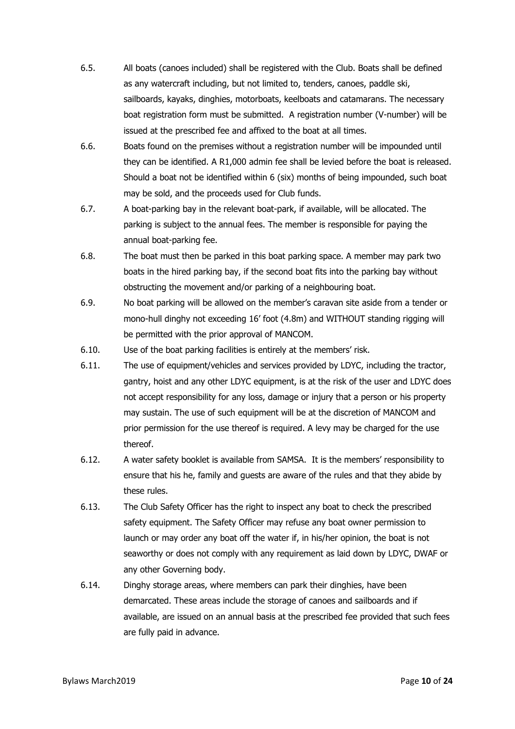6.5. All boats (canoes included) shall be registered with the Club. Boats shall be defined as any watercraft including, but not limited to, tenders, canoes, paddle ski, sailboards, kayaks, dinghies, motorboats, keelboats and catamarans. The necessary boat registration form must be submitted. A registration number (V-number) will be issued at the prescribed fee and affixed to the boat at all times.

6.6. Boats found on the premises without a registration number will be impounded until they can be identified. A R1,000 admin fee shall be levied before the boat is released. Should a boat not be identified within 6 (six) months of being impounded, such boat may be sold, and the proceeds used for Club funds.

6.7. A boat-parking bay in the relevant boat-park, if available, will be allocated. The parking is subject to the annual fees. The member is responsible for paying the annual boat-parking fee.

6.8. The boat must then be parked in this boat parking space. A member may park two boats in the hired parking bay, if the second boat fits into the parking bay without obstructing the movement and/or parking of a neighbouring boat.

6.9. No boat parking will be allowed on the member's caravan site aside from a tender or mono-hull dinghy not exceeding 16' foot (4.8m) and WITHOUT standing rigging will be permitted with the prior approval of MANCOM.

6.10. Use of the boat parking facilities is entirely at the members' risk.

6.11. The use of equipment/vehicles and services provided by LDYC, including the tractor, gantry, hoist and any other LDYC equipment, is at the risk of the user and LDYC does not accept responsibility for any loss, damage or injury that a person or his property may sustain. The use of such equipment will be at the discretion of MANCOM and prior permission for the use thereof is required. A levy may be charged for the use thereof.

6.12. A water safety booklet is available from SAMSA. It is the members' responsibility to ensure that his he, family and guests are aware of the rules and that they abide by these rules.

6.13. The Club Safety Officer has the right to inspect any boat to check the prescribed safety equipment. The Safety Officer may refuse any boat owner permission to launch or may order any boat off the water if, in his/her opinion, the boat is not seaworthy or does not comply with any requirement as laid down by LDYC, DWAF or any other Governing body.

6.14. Dinghy storage areas, where members can park their dinghies, have been demarcated. These areas include the storage of canoes and sailboards and if available, are issued on an annual basis at the prescribed fee provided that such fees are fully paid in advance.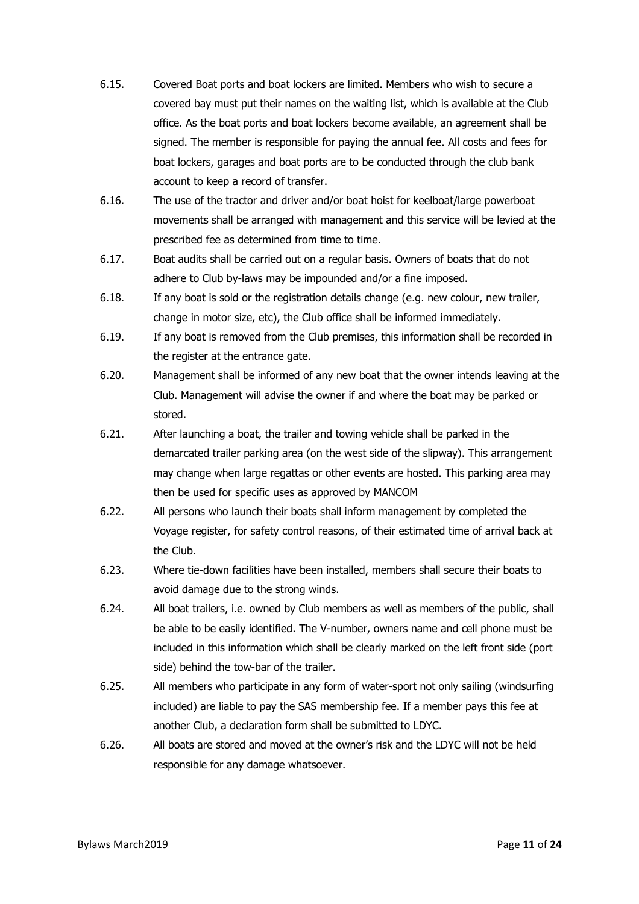6.15. Covered Boat ports and boat lockers are limited. Members who wish to secure a covered bay must put their names on the waiting list, which is available at the Club office. As the boat ports and boat lockers become available, an agreement shall be signed. The member is responsible for paying the annual fee. All costs and fees for boat lockers, garages and boat ports are to be conducted through the club bank account to keep a record of transfer.

6.16. The use of the tractor and driver and/or boat hoist for keelboat/large powerboat movements shall be arranged with management and this service will be levied at the prescribed fee as determined from time to time.

6.17. Boat audits shall be carried out on a regular basis. Owners of boats that do not adhere to Club by-laws may be impounded and/or a fine imposed.

6.18. If any boat is sold or the registration details change (e.g. new colour, new trailer, change in motor size, etc), the Club office shall be informed immediately.

6.19. If any boat is removed from the Club premises, this information shall be recorded in the register at the entrance gate.

6.20. Management shall be informed of any new boat that the owner intends leaving at the Club. Management will advise the owner if and where the boat may be parked or stored.

6.21. After launching a boat, the trailer and towing vehicle shall be parked in the demarcated trailer parking area (on the west side of the slipway). This arrangement may change when large regattas or other events are hosted. This parking area may then be used for specific uses as approved by MANCOM

6.22. All persons who launch their boats shall inform management by completed the Voyage register, for safety control reasons, of their estimated time of arrival back at the Club.

6.23. Where tie-down facilities have been installed, members shall secure their boats to avoid damage due to the strong winds.

6.24. All boat trailers, i.e. owned by Club members as well as members of the public, shall be able to be easily identified. The V-number, owners name and cell phone must be included in this information which shall be clearly marked on the left front side (port side) behind the tow-bar of the trailer.

6.25. All members who participate in any form of water-sport not only sailing (windsurfing included) are liable to pay the SAS membership fee. If a member pays this fee at another Club, a declaration form shall be submitted to LDYC.

6.26. All boats are stored and moved at the owner's risk and the LDYC will not be held responsible for any damage whatsoever.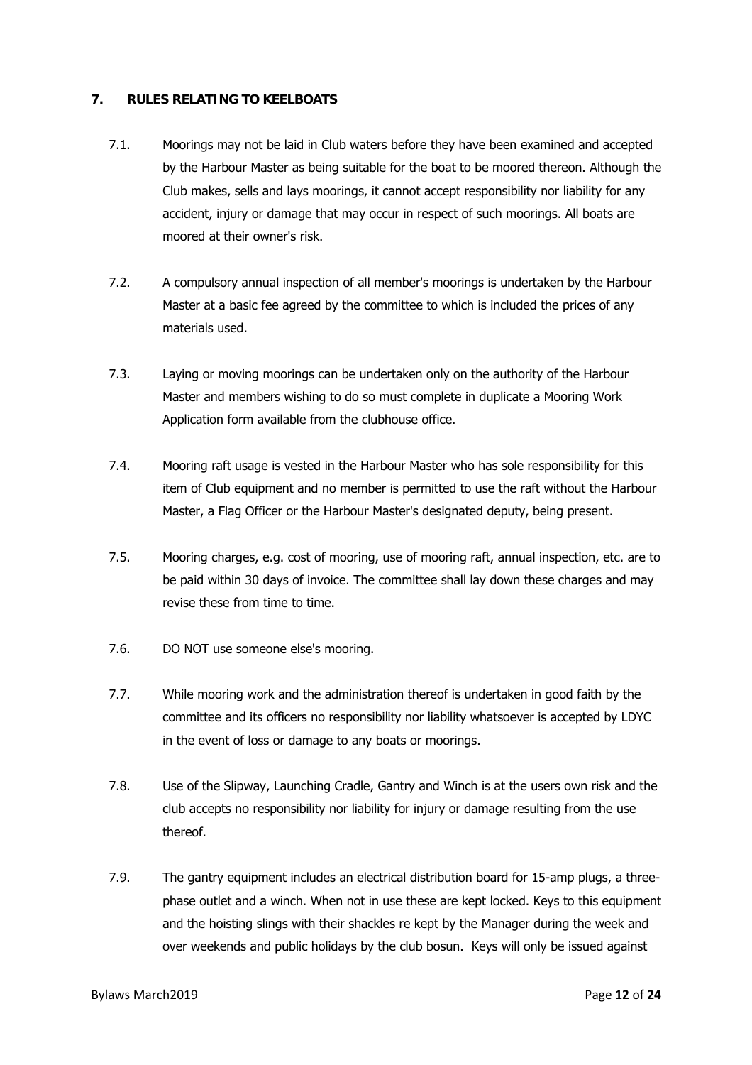## 7. RULES RELATING TO KEELBOATS

7.1. Moorings may not be laid in Club waters before they have been examined and accepted by the Harbour Master as being suitable for the boat to be moored thereon. Although the Club makes, sells and lays moorings, it cannot accept responsibility nor liability for any accident, injury or damage that may occur in respect of such moorings. All boats are moored at their owner's risk.

7.2. A compulsory annual inspection of all member's moorings is undertaken by the Harbour Master at a basic fee agreed by the committee to which is included the prices of any materials used.

7.3. Laying or moving moorings can be undertaken only on the authority of the Harbour Master and members wishing to do so must complete in duplicate a Mooring Work Application form available from the clubhouse office.

7.4. Mooring raft usage is vested in the Harbour Master who has sole responsibility for this item of Club equipment and no member is permitted to use the raft without the Harbour Master, a Flag Officer or the Harbour Master's designated deputy, being present.

7.5. Mooring charges, e.g. cost of mooring, use of mooring raft, annual inspection, etc. are to be paid within 30 days of invoice. The committee shall lay down these charges and may revise these from time to time.

7.6. DO NOT use someone else's mooring.

7.7. While mooring work and the administration thereof is undertaken in good faith by the committee and its officers no responsibility nor liability whatsoever is accepted by LDYC in the event of loss or damage to any boats or moorings.

7.8. Use of the Slipway, Launching Cradle, Gantry and Winch is at the users own risk and the club accepts no responsibility nor liability for injury or damage resulting from the use thereof.

7.9. The gantry equipment includes an electrical distribution board for 15-amp plugs, a three-phase outlet and a winch. When not in use these are kept locked. Keys to this equipment and the hoisting slings with their shackles re kept by the Manager during the week and over weekends and public holidays by the club bosun. Keys will only be issued against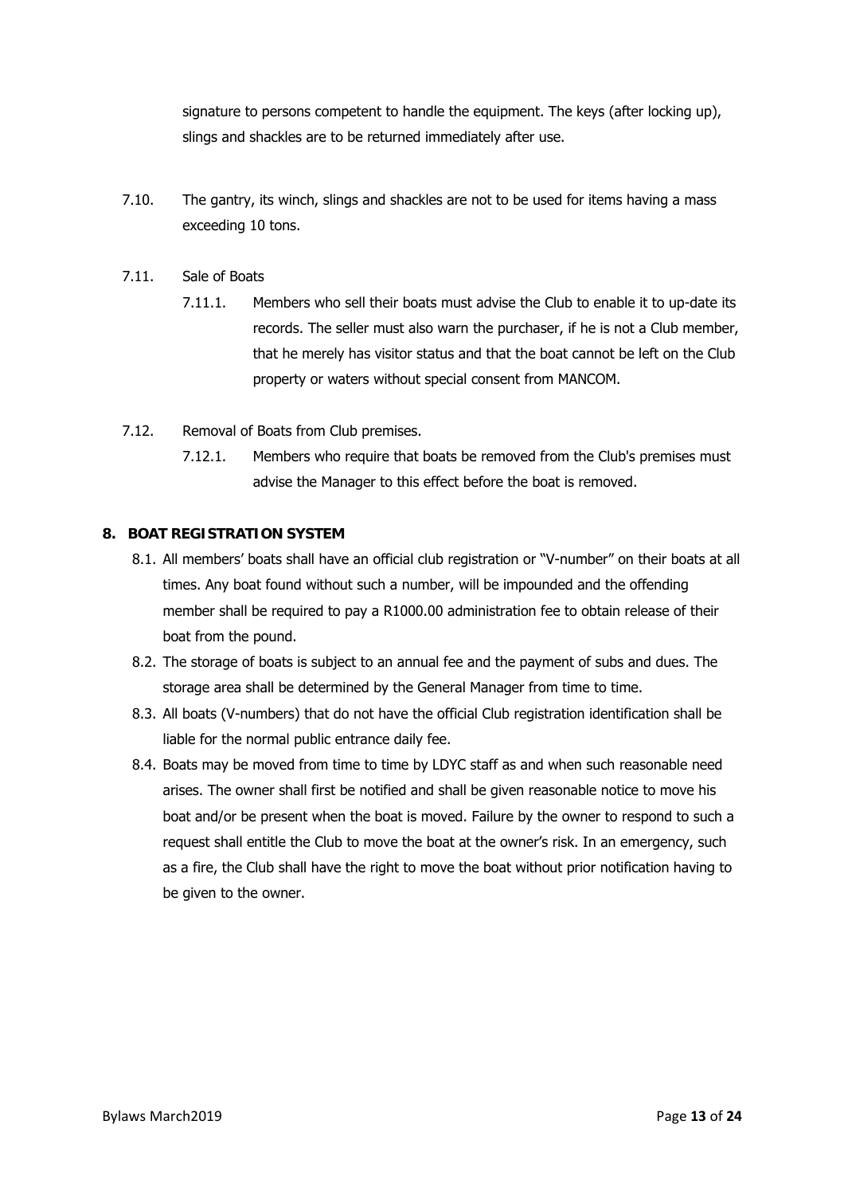signature to persons competent to handle the equipment. The keys (after locking up), slings and shackles are to be returned immediately after use.

7.10. The gantry, its winch, slings and shackles are not to be used for items having a mass exceeding 10 tons.

7.11. Sale of Boats

7.11.1. Members who sell their boats must advise the Club to enable it to up-date its records. The seller must also warn the purchaser, if he is not a Club member, that he merely has visitor status and that the boat cannot be left on the Club property or waters without special consent from MANCOM.

7.12. Removal of Boats from Club premises.

7.12.1. Members who require that boats be removed from the Club's premises must advise the Manager to this effect before the boat is removed.

## 8. BOAT REGISTRATION SYSTEM

8.1. All members' boats shall have an official club registration or "V-number" on their boats at all times. Any boat found without such a number, will be impounded and the offending member shall be required to pay a R1000.00 administration fee to obtain release of their boat from the pound.

8.2. The storage of boats is subject to an annual fee and the payment of subs and dues. The storage area shall be determined by the General Manager from time to time.

8.3. All boats (V-numbers) that do not have the official Club registration identification shall be liable for the normal public entrance daily fee.

8.4. Boats may be moved from time to time by LDYC staff as and when such reasonable need arises. The owner shall first be notified and shall be given reasonable notice to move his boat and/or be present when the boat is moved. Failure by the owner to respond to such a request shall entitle the Club to move the boat at the owner's risk. In an emergency, such as a fire, the Club shall have the right to move the boat without prior notification having to be given to the owner.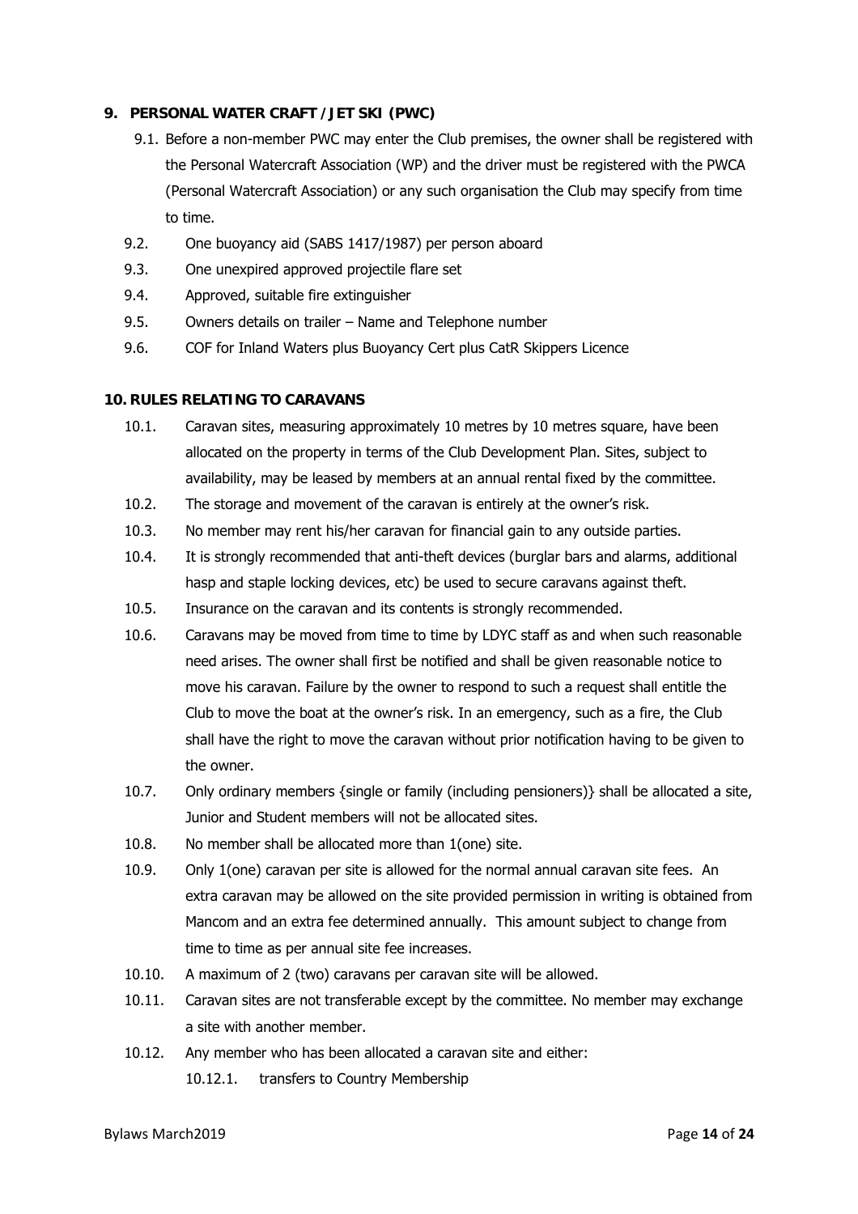## 9. PERSONAL WATER CRAFT / JET SKI (PWC)

9.1. Before a non-member PWC may enter the Club premises, the owner shall be registered with the Personal Watercraft Association (WP) and the driver must be registered with the PWCA (Personal Watercraft Association) or any such organisation the Club may specify from time to time.

9.2. One buoyancy aid (SABS 1417/1987) per person aboard

9.3. One unexpired approved projectile flare set

9.4. Approved, suitable fire extinguisher

9.5. Owners details on trailer – Name and Telephone number

9.6. COF for Inland Waters plus Buoyancy Cert plus CatR Skippers Licence

## 10. RULES RELATING TO CARAVANS

10.1. Caravan sites, measuring approximately 10 metres by 10 metres square, have been allocated on the property in terms of the Club Development Plan. Sites, subject to availability, may be leased by members at an annual rental fixed by the committee.

10.2. The storage and movement of the caravan is entirely at the owner's risk.

10.3. No member may rent his/her caravan for financial gain to any outside parties.

10.4. It is strongly recommended that anti-theft devices (burglar bars and alarms, additional hasp and staple locking devices, etc) be used to secure caravans against theft.

10.5. Insurance on the caravan and its contents is strongly recommended.

10.6. Caravans may be moved from time to time by LDYC staff as and when such reasonable need arises. The owner shall first be notified and shall be given reasonable notice to move his caravan. Failure by the owner to respond to such a request shall entitle the Club to move the boat at the owner's risk. In an emergency, such as a fire, the Club shall have the right to move the caravan without prior notification having to be given to the owner.

10.7. Only ordinary members {single or family (including pensioners)} shall be allocated a site, Junior and Student members will not be allocated sites.

10.8. No member shall be allocated more than 1(one) site.

10.9. Only 1(one) caravan per site is allowed for the normal annual caravan site fees. An extra caravan may be allowed on the site provided permission in writing is obtained from Mancom and an extra fee determined annually. This amount subject to change from time to time as per annual site fee increases.

10.10. A maximum of 2 (two) caravans per caravan site will be allowed.

10.11. Caravan sites are not transferable except by the committee. No member may exchange a site with another member.

10.12. Any member who has been allocated a caravan site and either:

10.12.1. transfers to Country Membership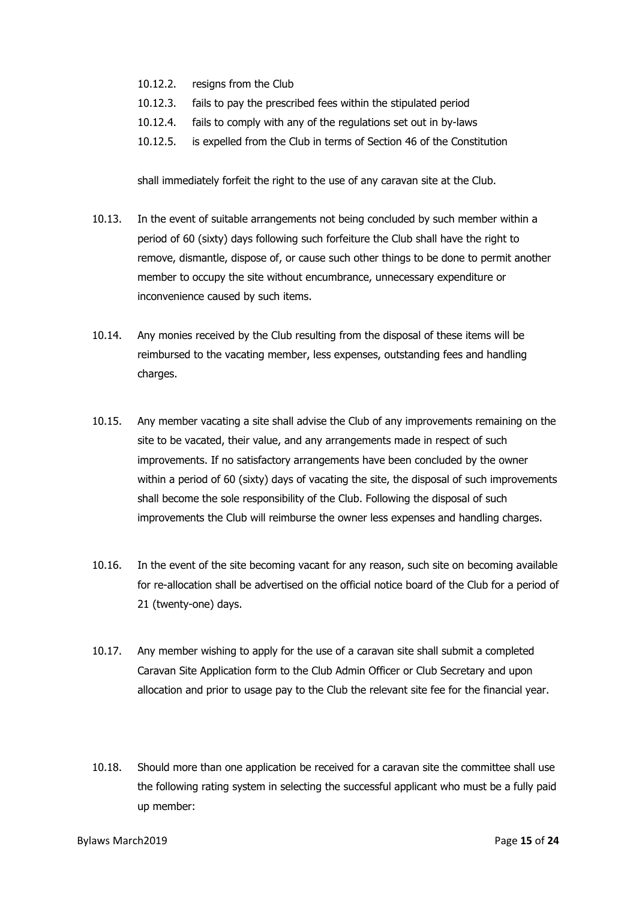10.12.2. resigns from the Club

10.12.3. fails to pay the prescribed fees within the stipulated period

10.12.4. fails to comply with any of the regulations set out in by-laws

10.12.5. is expelled from the Club in terms of Section 46 of the Constitution

shall immediately forfeit the right to the use of any caravan site at the Club.

10.13. In the event of suitable arrangements not being concluded by such member within a period of 60 (sixty) days following such forfeiture the Club shall have the right to remove, dismantle, dispose of, or cause such other things to be done to permit another member to occupy the site without encumbrance, unnecessary expenditure or inconvenience caused by such items.

10.14. Any monies received by the Club resulting from the disposal of these items will be reimbursed to the vacating member, less expenses, outstanding fees and handling charges.

10.15. Any member vacating a site shall advise the Club of any improvements remaining on the site to be vacated, their value, and any arrangements made in respect of such improvements. If no satisfactory arrangements have been concluded by the owner within a period of 60 (sixty) days of vacating the site, the disposal of such improvements shall become the sole responsibility of the Club. Following the disposal of such improvements the Club will reimburse the owner less expenses and handling charges.

10.16. In the event of the site becoming vacant for any reason, such site on becoming available for re-allocation shall be advertised on the official notice board of the Club for a period of 21 (twenty-one) days.

10.17. Any member wishing to apply for the use of a caravan site shall submit a completed Caravan Site Application form to the Club Admin Officer or Club Secretary and upon allocation and prior to usage pay to the Club the relevant site fee for the financial year.

10.18. Should more than one application be received for a caravan site the committee shall use the following rating system in selecting the successful applicant who must be a fully paid up member: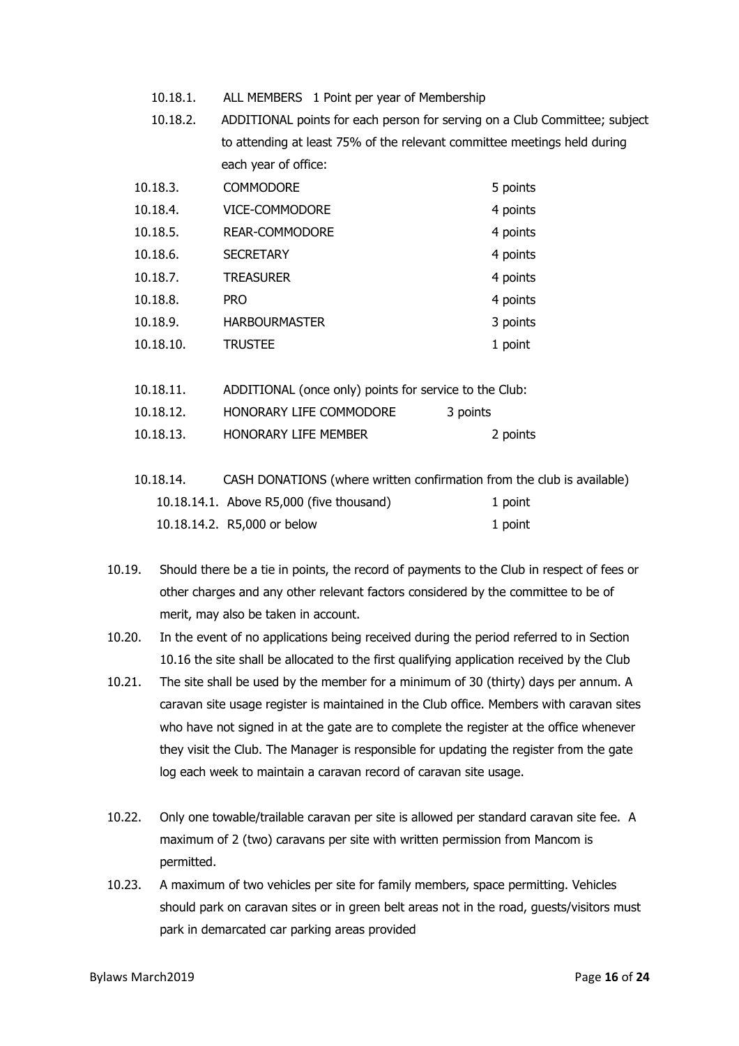10.18.1. ALL MEMBERS 1 Point per year of Membership

10.18.2. ADDITIONAL points for each person for serving on a Club Committee; subject to attending at least 75% of the relevant committee meetings held during each year of office:

| | | |
|---|---|---|
| 10.18.3. | COMMODORE | 5 points |
| 10.18.4. | VICE-COMMODORE | 4 points |
| 10.18.5. | REAR-COMMODORE | 4 points |
| 10.18.6. | SECRETARY | 4 points |
| 10.18.7. | TREASURER | 4 points |
| 10.18.8. | PRO | 4 points |
| 10.18.9. | HARBOURMASTER | 3 points |
| 10.18.10. | TRUSTEE | 1 point |

10.18.11. ADDITIONAL (once only) points for service to the Club:

| | | |
|---|---|---|
| 10.18.12. | HONORARY LIFE COMMODORE | 3 points |
| 10.18.13. | HONORARY LIFE MEMBER | 2 points |

10.18.14. CASH DONATIONS (where written confirmation from the club is available)

| | | |
|---|---|---|
| 10.18.14.1. | Above R5,000 (five thousand) | 1 point |
| 10.18.14.2. | R5,000 or below | 1 point |

10.19. Should there be a tie in points, the record of payments to the Club in respect of fees or other charges and any other relevant factors considered by the committee to be of merit, may also be taken in account.

10.20. In the event of no applications being received during the period referred to in Section 10.16 the site shall be allocated to the first qualifying application received by the Club

10.21. The site shall be used by the member for a minimum of 30 (thirty) days per annum. A caravan site usage register is maintained in the Club office. Members with caravan sites who have not signed in at the gate are to complete the register at the office whenever they visit the Club. The Manager is responsible for updating the register from the gate log each week to maintain a caravan record of caravan site usage.

10.22. Only one towable/trailable caravan per site is allowed per standard caravan site fee. A maximum of 2 (two) caravans per site with written permission from Mancom is permitted.

10.23. A maximum of two vehicles per site for family members, space permitting. Vehicles should park on caravan sites or in green belt areas not in the road, guests/visitors must park in demarcated car parking areas provided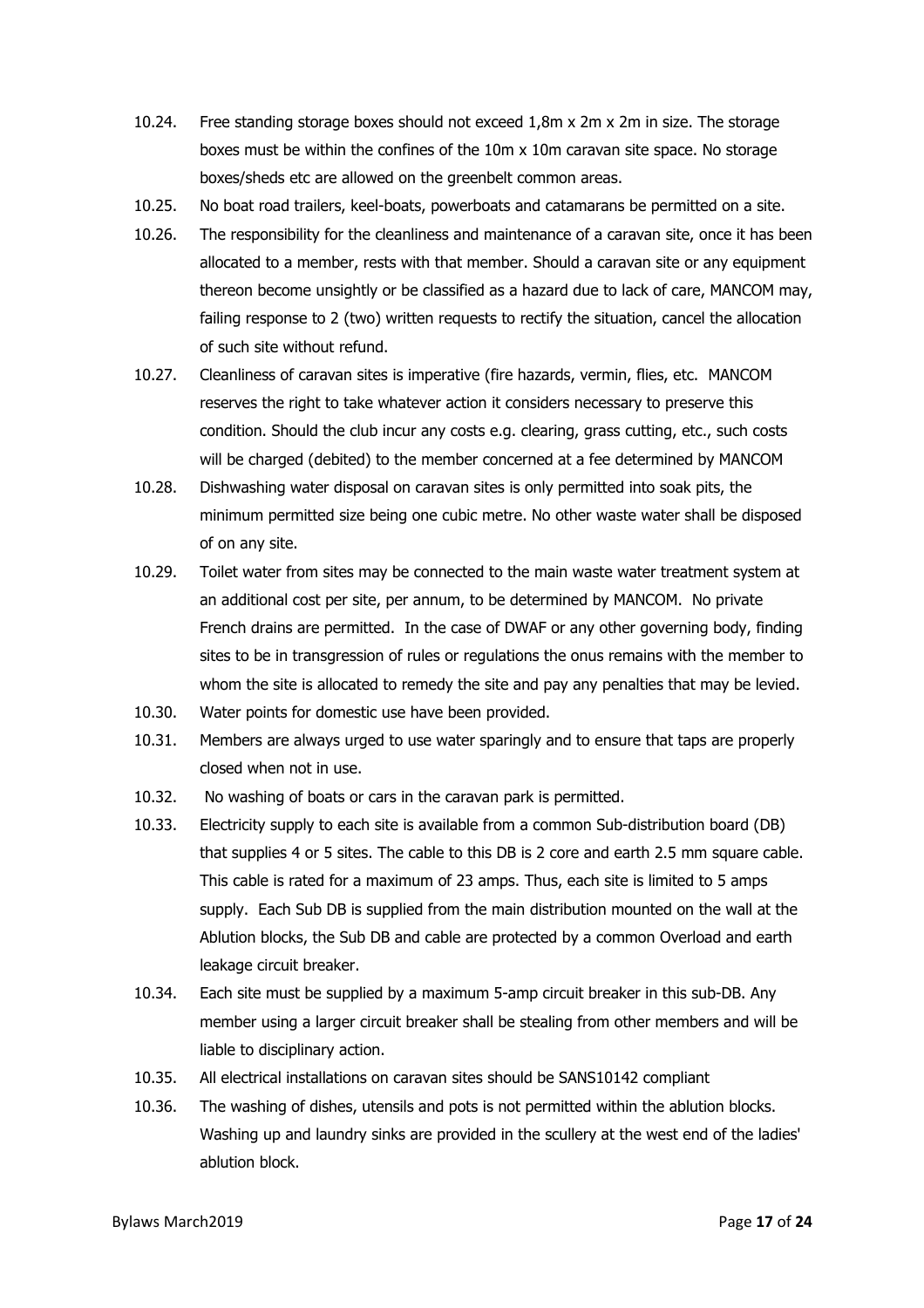10.24. Free standing storage boxes should not exceed 1,8m x 2m x 2m in size. The storage boxes must be within the confines of the 10m x 10m caravan site space. No storage boxes/sheds etc are allowed on the greenbelt common areas.

10.25. No boat road trailers, keel-boats, powerboats and catamarans be permitted on a site.

10.26. The responsibility for the cleanliness and maintenance of a caravan site, once it has been allocated to a member, rests with that member. Should a caravan site or any equipment thereon become unsightly or be classified as a hazard due to lack of care, MANCOM may, failing response to 2 (two) written requests to rectify the situation, cancel the allocation of such site without refund.

10.27. Cleanliness of caravan sites is imperative (fire hazards, vermin, flies, etc. MANCOM reserves the right to take whatever action it considers necessary to preserve this condition. Should the club incur any costs e.g. clearing, grass cutting, etc., such costs will be charged (debited) to the member concerned at a fee determined by MANCOM

10.28. Dishwashing water disposal on caravan sites is only permitted into soak pits, the minimum permitted size being one cubic metre. No other waste water shall be disposed of on any site.

10.29. Toilet water from sites may be connected to the main waste water treatment system at an additional cost per site, per annum, to be determined by MANCOM. No private French drains are permitted. In the case of DWAF or any other governing body, finding sites to be in transgression of rules or regulations the onus remains with the member to whom the site is allocated to remedy the site and pay any penalties that may be levied.

10.30. Water points for domestic use have been provided.

10.31. Members are always urged to use water sparingly and to ensure that taps are properly closed when not in use.

10.32. No washing of boats or cars in the caravan park is permitted.

10.33. Electricity supply to each site is available from a common Sub-distribution board (DB) that supplies 4 or 5 sites. The cable to this DB is 2 core and earth 2.5 mm square cable. This cable is rated for a maximum of 23 amps. Thus, each site is limited to 5 amps supply. Each Sub DB is supplied from the main distribution mounted on the wall at the Ablution blocks, the Sub DB and cable are protected by a common Overload and earth leakage circuit breaker.

10.34. Each site must be supplied by a maximum 5-amp circuit breaker in this sub-DB. Any member using a larger circuit breaker shall be stealing from other members and will be liable to disciplinary action.

10.35. All electrical installations on caravan sites should be SANS10142 compliant

10.36. The washing of dishes, utensils and pots is not permitted within the ablution blocks. Washing up and laundry sinks are provided in the scullery at the west end of the ladies' ablution block.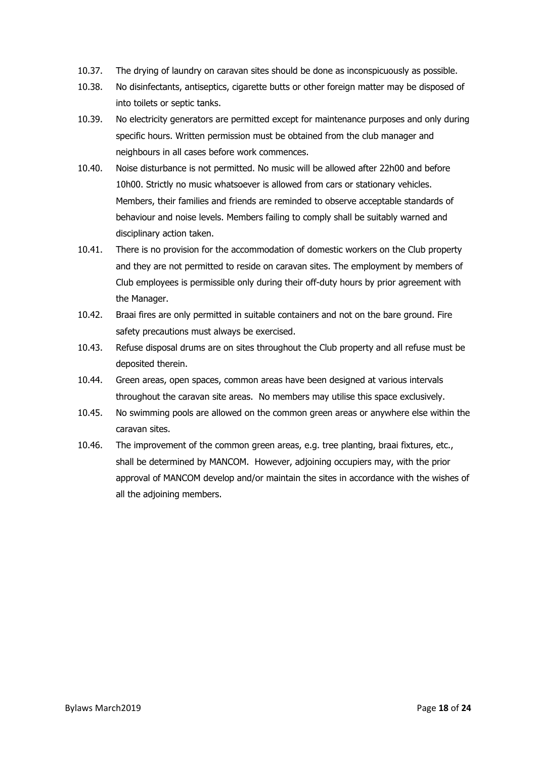10.37. The drying of laundry on caravan sites should be done as inconspicuously as possible.

10.38. No disinfectants, antiseptics, cigarette butts or other foreign matter may be disposed of into toilets or septic tanks.

10.39. No electricity generators are permitted except for maintenance purposes and only during specific hours. Written permission must be obtained from the club manager and neighbours in all cases before work commences.

10.40. Noise disturbance is not permitted. No music will be allowed after 22h00 and before 10h00. Strictly no music whatsoever is allowed from cars or stationary vehicles. Members, their families and friends are reminded to observe acceptable standards of behaviour and noise levels. Members failing to comply shall be suitably warned and disciplinary action taken.

10.41. There is no provision for the accommodation of domestic workers on the Club property and they are not permitted to reside on caravan sites. The employment by members of Club employees is permissible only during their off-duty hours by prior agreement with the Manager.

10.42. Braai fires are only permitted in suitable containers and not on the bare ground. Fire safety precautions must always be exercised.

10.43. Refuse disposal drums are on sites throughout the Club property and all refuse must be deposited therein.

10.44. Green areas, open spaces, common areas have been designed at various intervals throughout the caravan site areas. No members may utilise this space exclusively.

10.45. No swimming pools are allowed on the common green areas or anywhere else within the caravan sites.

10.46. The improvement of the common green areas, e.g. tree planting, braai fixtures, etc., shall be determined by MANCOM. However, adjoining occupiers may, with the prior approval of MANCOM develop and/or maintain the sites in accordance with the wishes of all the adjoining members.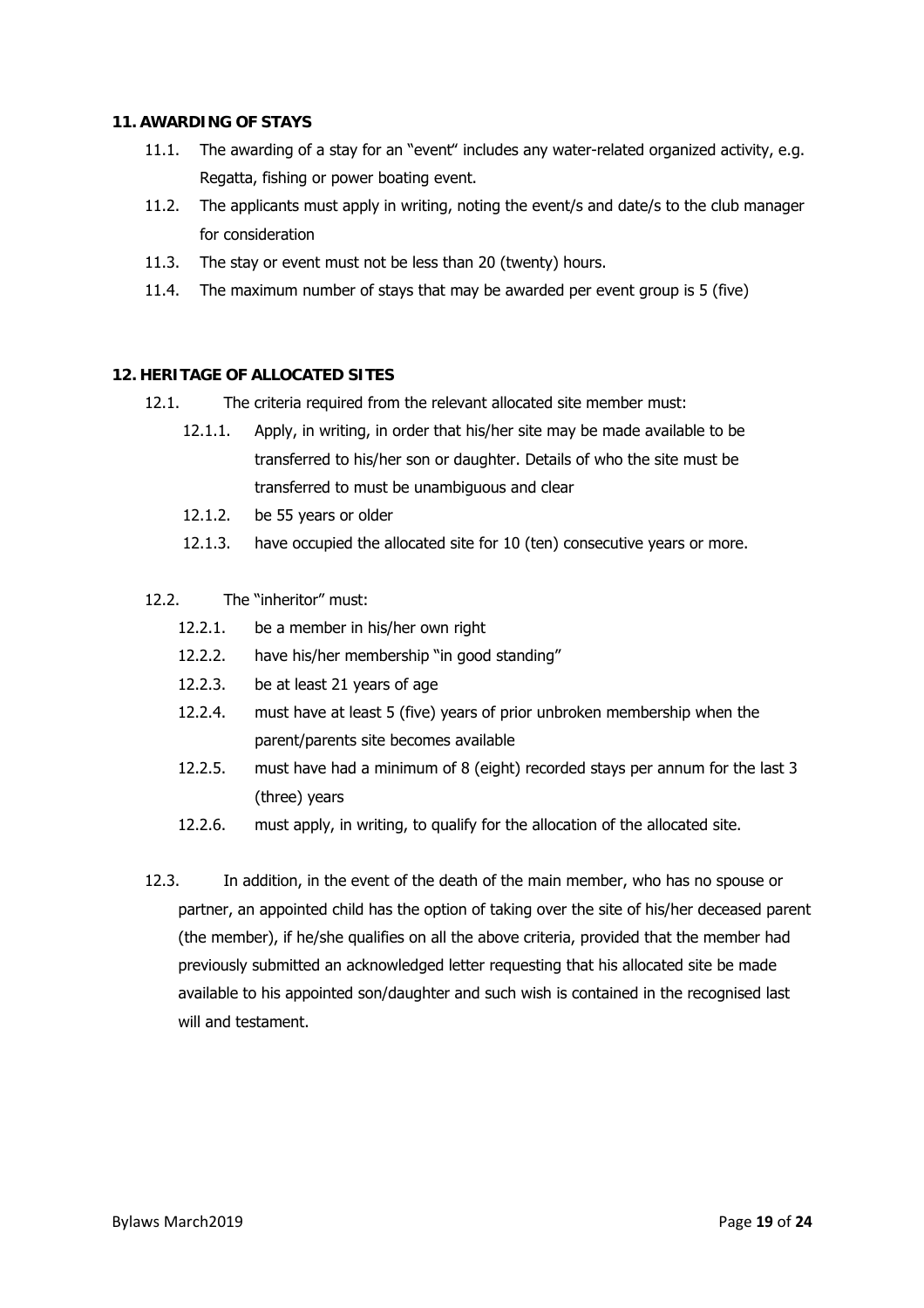## 11. AWARDING OF STAYS

11.1. The awarding of a stay for an "event" includes any water-related organized activity, e.g. Regatta, fishing or power boating event.

11.2. The applicants must apply in writing, noting the event/s and date/s to the club manager for consideration

11.3. The stay or event must not be less than 20 (twenty) hours.

11.4. The maximum number of stays that may be awarded per event group is 5 (five)

## 12. HERITAGE OF ALLOCATED SITES

12.1. The criteria required from the relevant allocated site member must:

- 12.1.1. Apply, in writing, in order that his/her site may be made available to be transferred to his/her son or daughter. Details of who the site must be transferred to must be unambiguous and clear
- 12.1.2. be 55 years or older
- 12.1.3. have occupied the allocated site for 10 (ten) consecutive years or more.

12.2. The "inheritor" must:

- 12.2.1. be a member in his/her own right
- 12.2.2. have his/her membership "in good standing"
- 12.2.3. be at least 21 years of age
- 12.2.4. must have at least 5 (five) years of prior unbroken membership when the parent/parents site becomes available
- 12.2.5. must have had a minimum of 8 (eight) recorded stays per annum for the last 3 (three) years
- 12.2.6. must apply, in writing, to qualify for the allocation of the allocated site.

12.3. In addition, in the event of the death of the main member, who has no spouse or partner, an appointed child has the option of taking over the site of his/her deceased parent (the member), if he/she qualifies on all the above criteria, provided that the member had previously submitted an acknowledged letter requesting that his allocated site be made available to his appointed son/daughter and such wish is contained in the recognised last will and testament.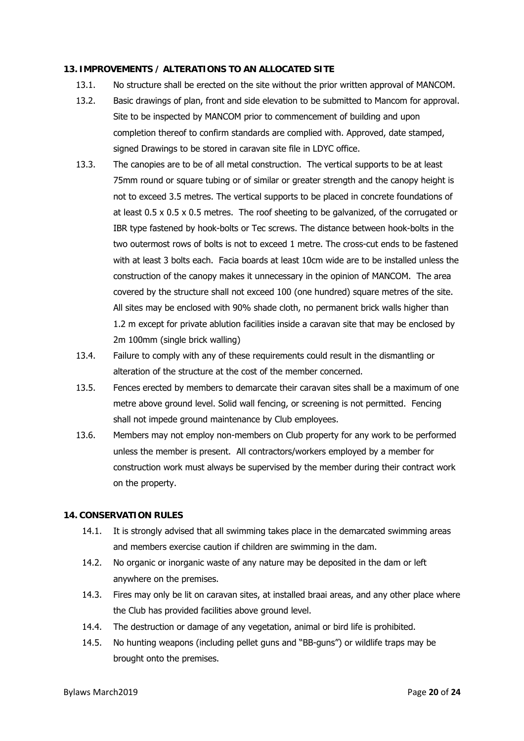## 13. IMPROVEMENTS / ALTERATIONS TO AN ALLOCATED SITE

13.1. No structure shall be erected on the site without the prior written approval of MANCOM.

13.2. Basic drawings of plan, front and side elevation to be submitted to Mancom for approval. Site to be inspected by MANCOM prior to commencement of building and upon completion thereof to confirm standards are complied with. Approved, date stamped, signed Drawings to be stored in caravan site file in LDYC office.

13.3. The canopies are to be of all metal construction. The vertical supports to be at least 75mm round or square tubing or of similar or greater strength and the canopy height is not to exceed 3.5 metres. The vertical supports to be placed in concrete foundations of at least 0.5 x 0.5 x 0.5 metres. The roof sheeting to be galvanized, of the corrugated or IBR type fastened by hook-bolts or Tec screws. The distance between hook-bolts in the two outermost rows of bolts is not to exceed 1 metre. The cross-cut ends to be fastened with at least 3 bolts each. Facia boards at least 10cm wide are to be installed unless the construction of the canopy makes it unnecessary in the opinion of MANCOM. The area covered by the structure shall not exceed 100 (one hundred) square metres of the site. All sites may be enclosed with 90% shade cloth, no permanent brick walls higher than 1.2 m except for private ablution facilities inside a caravan site that may be enclosed by 2m 100mm (single brick walling)

13.4. Failure to comply with any of these requirements could result in the dismantling or alteration of the structure at the cost of the member concerned.

13.5. Fences erected by members to demarcate their caravan sites shall be a maximum of one metre above ground level. Solid wall fencing, or screening is not permitted. Fencing shall not impede ground maintenance by Club employees.

13.6. Members may not employ non-members on Club property for any work to be performed unless the member is present. All contractors/workers employed by a member for construction work must always be supervised by the member during their contract work on the property.

## 14. CONSERVATION RULES

14.1. It is strongly advised that all swimming takes place in the demarcated swimming areas and members exercise caution if children are swimming in the dam.

14.2. No organic or inorganic waste of any nature may be deposited in the dam or left anywhere on the premises.

14.3. Fires may only be lit on caravan sites, at installed braai areas, and any other place where the Club has provided facilities above ground level.

14.4. The destruction or damage of any vegetation, animal or bird life is prohibited.

14.5. No hunting weapons (including pellet guns and "BB-guns") or wildlife traps may be brought onto the premises.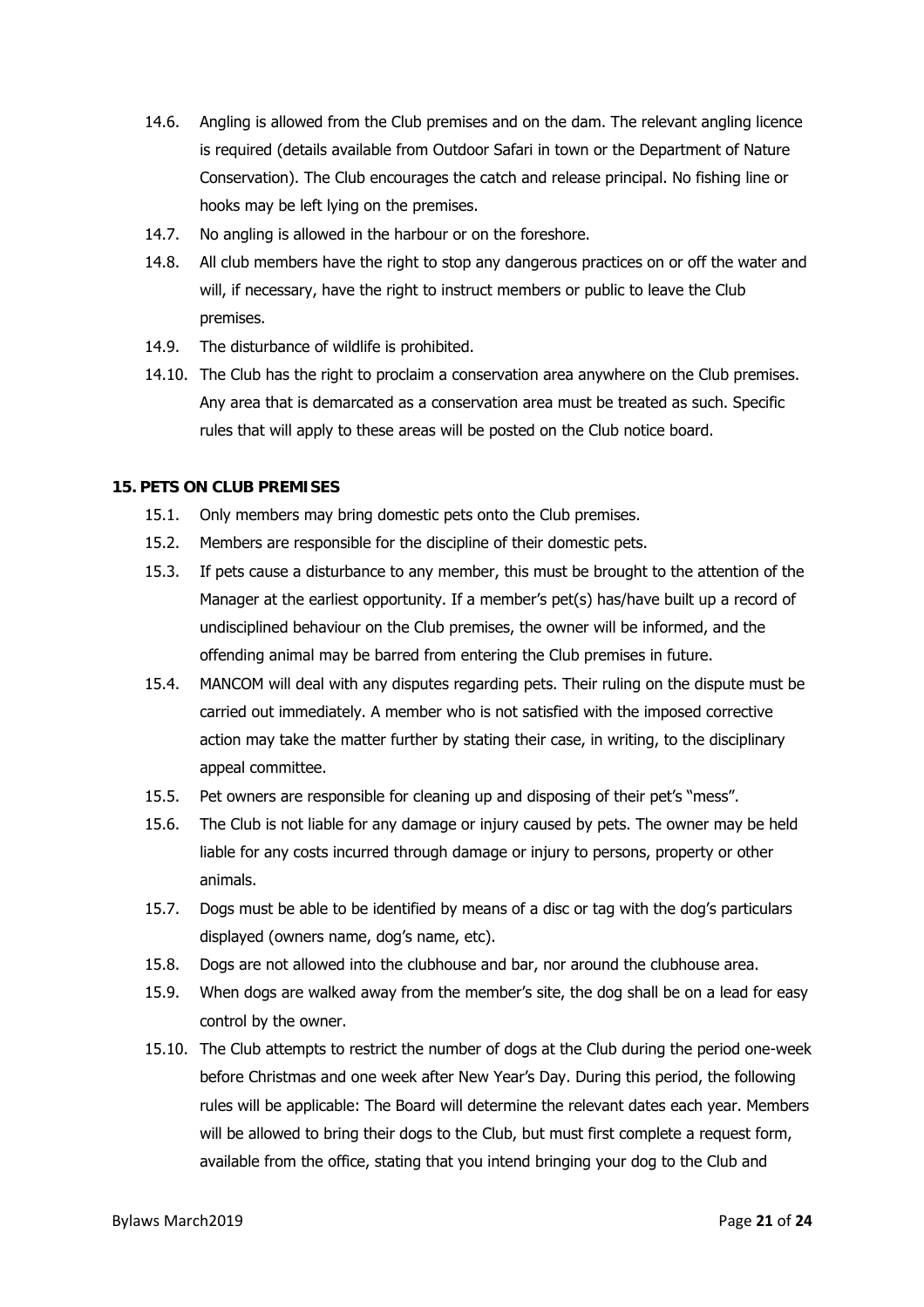14.6. Angling is allowed from the Club premises and on the dam. The relevant angling licence is required (details available from Outdoor Safari in town or the Department of Nature Conservation). The Club encourages the catch and release principal. No fishing line or hooks may be left lying on the premises.

14.7. No angling is allowed in the harbour or on the foreshore.

14.8. All club members have the right to stop any dangerous practices on or off the water and will, if necessary, have the right to instruct members or public to leave the Club premises.

14.9. The disturbance of wildlife is prohibited.

14.10. The Club has the right to proclaim a conservation area anywhere on the Club premises. Any area that is demarcated as a conservation area must be treated as such. Specific rules that will apply to these areas will be posted on the Club notice board.

## 15. PETS ON CLUB PREMISES

15.1. Only members may bring domestic pets onto the Club premises.

15.2. Members are responsible for the discipline of their domestic pets.

15.3. If pets cause a disturbance to any member, this must be brought to the attention of the Manager at the earliest opportunity. If a member's pet(s) has/have built up a record of undisciplined behaviour on the Club premises, the owner will be informed, and the offending animal may be barred from entering the Club premises in future.

15.4. MANCOM will deal with any disputes regarding pets. Their ruling on the dispute must be carried out immediately. A member who is not satisfied with the imposed corrective action may take the matter further by stating their case, in writing, to the disciplinary appeal committee.

15.5. Pet owners are responsible for cleaning up and disposing of their pet's "mess".

15.6. The Club is not liable for any damage or injury caused by pets. The owner may be held liable for any costs incurred through damage or injury to persons, property or other animals.

15.7. Dogs must be able to be identified by means of a disc or tag with the dog's particulars displayed (owners name, dog's name, etc).

15.8. Dogs are not allowed into the clubhouse and bar, nor around the clubhouse area.

15.9. When dogs are walked away from the member's site, the dog shall be on a lead for easy control by the owner.

15.10. The Club attempts to restrict the number of dogs at the Club during the period one-week before Christmas and one week after New Year's Day. During this period, the following rules will be applicable: The Board will determine the relevant dates each year. Members will be allowed to bring their dogs to the Club, but must first complete a request form, available from the office, stating that you intend bringing your dog to the Club and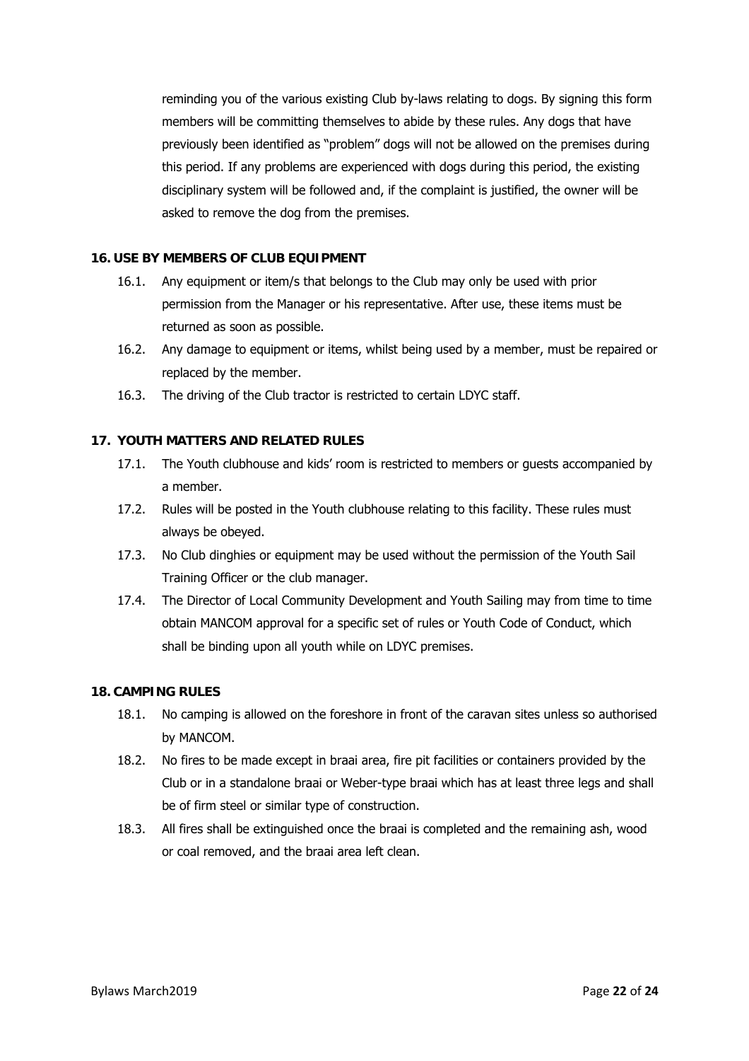reminding you of the various existing Club by-laws relating to dogs. By signing this form members will be committing themselves to abide by these rules. Any dogs that have previously been identified as "problem" dogs will not be allowed on the premises during this period. If any problems are experienced with dogs during this period, the existing disciplinary system will be followed and, if the complaint is justified, the owner will be asked to remove the dog from the premises.

## 16. USE BY MEMBERS OF CLUB EQUIPMENT

16.1. Any equipment or item/s that belongs to the Club may only be used with prior permission from the Manager or his representative. After use, these items must be returned as soon as possible.

16.2. Any damage to equipment or items, whilst being used by a member, must be repaired or replaced by the member.

16.3. The driving of the Club tractor is restricted to certain LDYC staff.

## 17. YOUTH MATTERS AND RELATED RULES

17.1. The Youth clubhouse and kids' room is restricted to members or guests accompanied by a member.

17.2. Rules will be posted in the Youth clubhouse relating to this facility. These rules must always be obeyed.

17.3. No Club dinghies or equipment may be used without the permission of the Youth Sail Training Officer or the club manager.

17.4. The Director of Local Community Development and Youth Sailing may from time to time obtain MANCOM approval for a specific set of rules or Youth Code of Conduct, which shall be binding upon all youth while on LDYC premises.

## 18. CAMPING RULES

18.1. No camping is allowed on the foreshore in front of the caravan sites unless so authorised by MANCOM.

18.2. No fires to be made except in braai area, fire pit facilities or containers provided by the Club or in a standalone braai or Weber-type braai which has at least three legs and shall be of firm steel or similar type of construction.

18.3. All fires shall be extinguished once the braai is completed and the remaining ash, wood or coal removed, and the braai area left clean.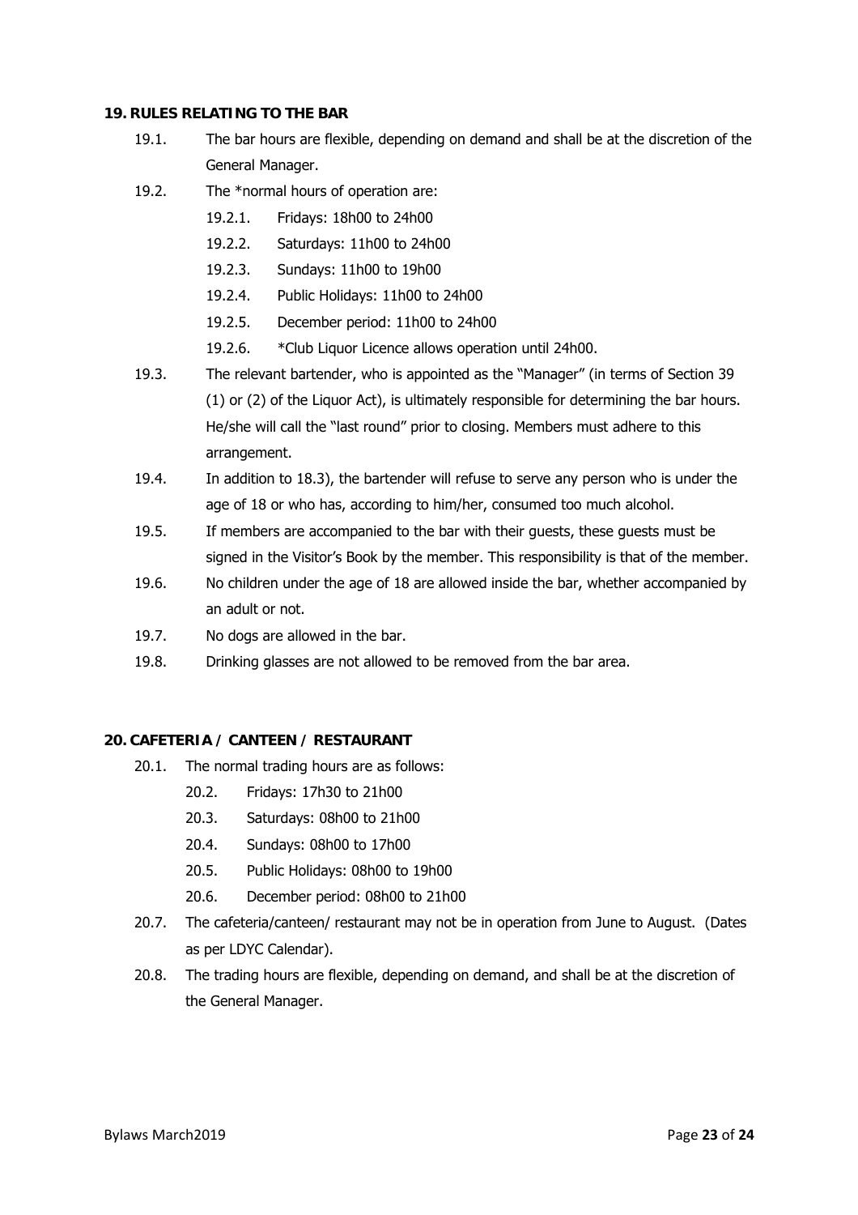## 19. RULES RELATING TO THE BAR

19.1. The bar hours are flexible, depending on demand and shall be at the discretion of the General Manager.

19.2. The *normal hours of operation are:

- 19.2.1. Fridays: 18h00 to 24h00
- 19.2.2. Saturdays: 11h00 to 24h00
- 19.2.3. Sundays: 11h00 to 19h00
- 19.2.4. Public Holidays: 11h00 to 24h00
- 19.2.5. December period: 11h00 to 24h00
- 19.2.6. *Club Liquor Licence allows operation until 24h00.

19.3. The relevant bartender, who is appointed as the "Manager" (in terms of Section 39 (1) or (2) of the Liquor Act), is ultimately responsible for determining the bar hours. He/she will call the "last round" prior to closing. Members must adhere to this arrangement.

19.4. In addition to 18.3), the bartender will refuse to serve any person who is under the age of 18 or who has, according to him/her, consumed too much alcohol.

19.5. If members are accompanied to the bar with their guests, these guests must be signed in the Visitor's Book by the member. This responsibility is that of the member.

19.6. No children under the age of 18 are allowed inside the bar, whether accompanied by an adult or not.

19.7. No dogs are allowed in the bar.

19.8. Drinking glasses are not allowed to be removed from the bar area.

## 20. CAFETERIA / CANTEEN / RESTAURANT

20.1. The normal trading hours are as follows:

- 20.2. Fridays: 17h30 to 21h00
- 20.3. Saturdays: 08h00 to 21h00
- 20.4. Sundays: 08h00 to 17h00
- 20.5. Public Holidays: 08h00 to 19h00
- 20.6. December period: 08h00 to 21h00

20.7. The cafeteria/canteen/ restaurant may not be in operation from June to August. (Dates as per LDYC Calendar).

20.8. The trading hours are flexible, depending on demand, and shall be at the discretion of the General Manager.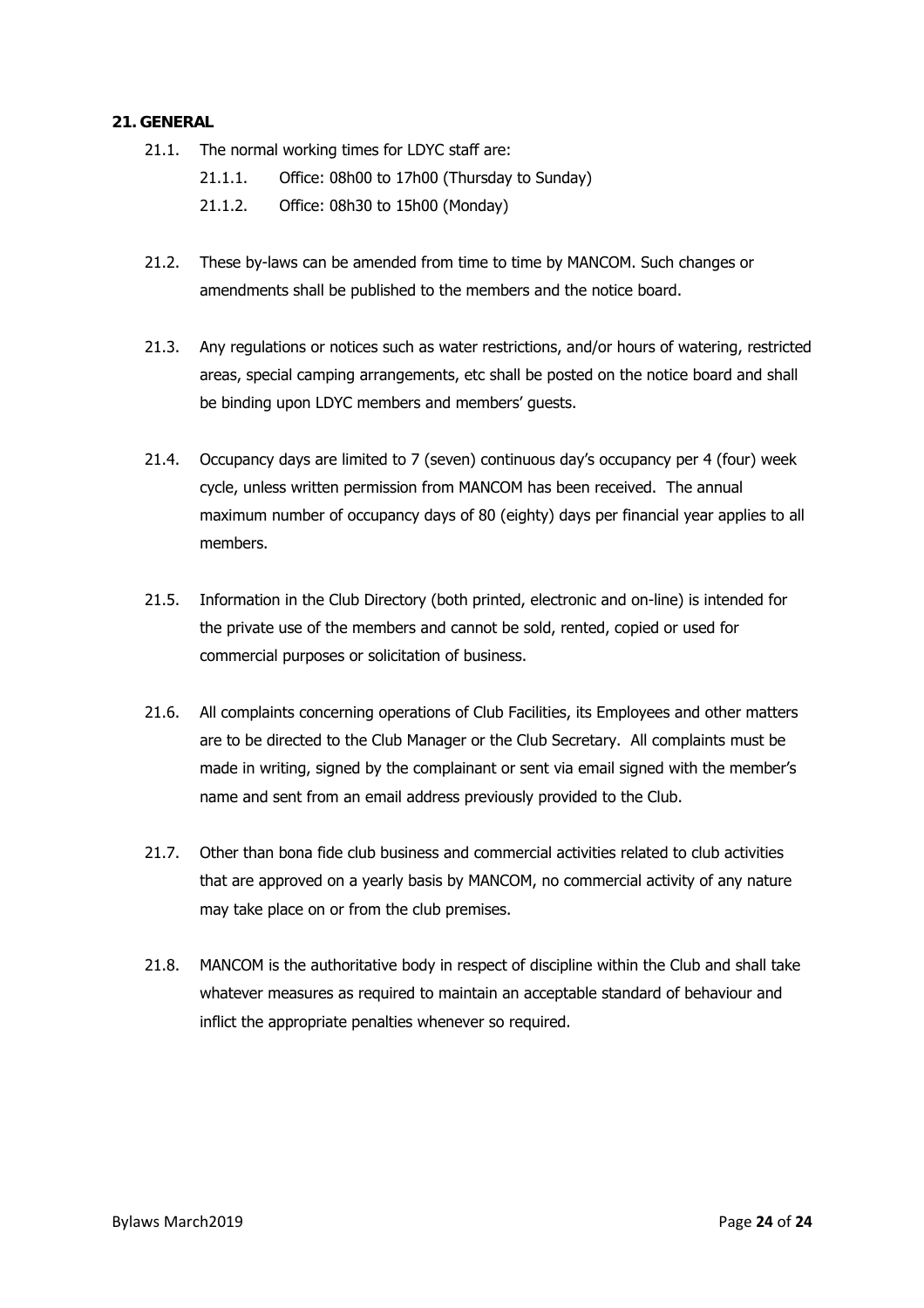## 21. GENERAL

21.1. The normal working times for LDYC staff are:

21.1.1. Office: 08h00 to 17h00 (Thursday to Sunday)

21.1.2. Office: 08h30 to 15h00 (Monday)

21.2. These by-laws can be amended from time to time by MANCOM. Such changes or amendments shall be published to the members and the notice board.

21.3. Any regulations or notices such as water restrictions, and/or hours of watering, restricted areas, special camping arrangements, etc shall be posted on the notice board and shall be binding upon LDYC members and members' guests.

21.4. Occupancy days are limited to 7 (seven) continuous day's occupancy per 4 (four) week cycle, unless written permission from MANCOM has been received. The annual maximum number of occupancy days of 80 (eighty) days per financial year applies to all members.

21.5. Information in the Club Directory (both printed, electronic and on-line) is intended for the private use of the members and cannot be sold, rented, copied or used for commercial purposes or solicitation of business.

21.6. All complaints concerning operations of Club Facilities, its Employees and other matters are to be directed to the Club Manager or the Club Secretary. All complaints must be made in writing, signed by the complainant or sent via email signed with the member's name and sent from an email address previously provided to the Club.

21.7. Other than bona fide club business and commercial activities related to club activities that are approved on a yearly basis by MANCOM, no commercial activity of any nature may take place on or from the club premises.

21.8. MANCOM is the authoritative body in respect of discipline within the Club and shall take whatever measures as required to maintain an acceptable standard of behaviour and inflict the appropriate penalties whenever so required.